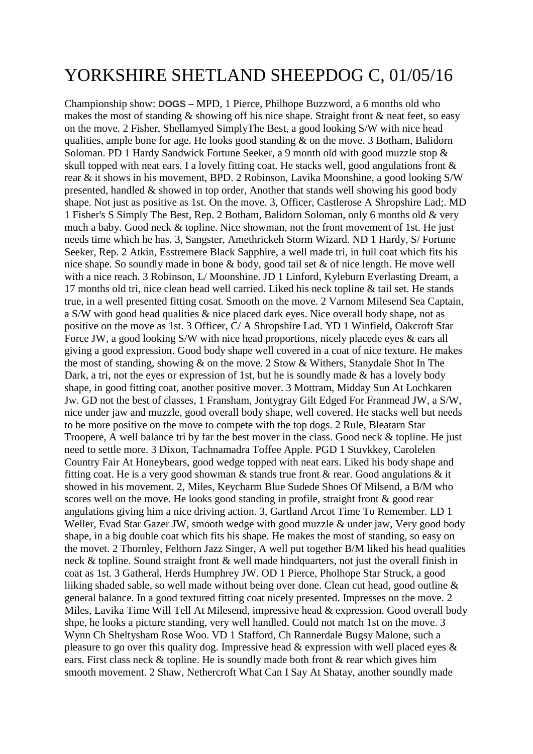# YORKSHIRE SHETLAND SHEEPDOG C, 01/05/16

Championship show: **DOGS –** MPD, 1 Pierce, Philhope Buzzword, a 6 months old who makes the most of standing & showing off his nice shape. Straight front & neat feet, so easy on the move. 2 Fisher, Shellamyed SimplyThe Best, a good looking S/W with nice head qualities, ample bone for age. He looks good standing & on the move. 3 Botham, Balidorn Soloman. PD 1 Hardy Sandwick Fortune Seeker, a 9 month old with good muzzle stop & skull topped with neat ears. I a lovely fitting coat. He stacks well, good angulations front & rear & it shows in his movement, BPD. 2 Robinson, Lavika Moonshine, a good looking S/W presented, handled & showed in top order, Another that stands well showing his good body shape. Not just as positive as 1st. On the move. 3, Officer, Castlerose A Shropshire Lad;. MD 1 Fisher's S Simply The Best, Rep. 2 Botham, Balidorn Soloman, only 6 months old & very much a baby. Good neck & topline. Nice showman, not the front movement of 1st. He just needs time which he has. 3, Sangster, Amethrickeh Storm Wizard. ND 1 Hardy, S/ Fortune Seeker, Rep. 2 Atkin, Esstremere Black Sapphire, a well made tri, in full coat which fits his nice shape. So soundly made in bone & body, good tail set & of nice length. He move well with a nice reach. 3 Robinson, L/ Moonshine. JD 1 Linford, Kyleburn Everlasting Dream, a 17 months old tri, nice clean head well carried. Liked his neck topline & tail set. He stands true, in a well presented fitting cosat. Smooth on the move. 2 Varnom Milesend Sea Captain, a S/W with good head qualities & nice placed dark eyes. Nice overall body shape, not as positive on the move as 1st. 3 Officer, C/ A Shropshire Lad. YD 1 Winfield, Oakcroft Star Force JW, a good looking S/W with nice head proportions, nicely placede eyes & ears all giving a good expression. Good body shape well covered in a coat of nice texture. He makes the most of standing, showing & on the move. 2 Stow & Withers, Stanydale Shot In The Dark, a tri, not the eyes or expression of 1st, but he is soundly made & has a lovely body shape, in good fitting coat, another positive mover. 3 Mottram, Midday Sun At Lochkaren Jw. GD not the best of classes, 1 Fransham, Jontygray Gilt Edged For Franmead JW, a S/W, nice under jaw and muzzle, good overall body shape, well covered. He stacks well but needs to be more positive on the move to compete with the top dogs. 2 Rule, Bleatarn Star Troopere, A well balance tri by far the best mover in the class. Good neck & topline. He just need to settle more. 3 Dixon, Tachnamadra Toffee Apple. PGD 1 Stuvkkey, Carolelen Country Fair At Honeybears, good wedge topped with neat ears. Liked his body shape and fitting coat. He is a very good showman & stands true front & rear. Good angulations & it showed in his movement. 2, Miles, Keycharm Blue Sudede Shoes Of Milsend, a B/M who scores well on the move. He looks good standing in profile, straight front & good rear angulations giving him a nice driving action. 3, Gartland Arcot Time To Remember. LD 1 Weller, Evad Star Gazer JW, smooth wedge with good muzzle & under jaw, Very good body shape, in a big double coat which fits his shape. He makes the most of standing, so easy on the movet. 2 Thornley, Felthorn Jazz Singer, A well put together B/M liked his head qualities neck & topline. Sound straight front & well made hindquarters, not just the overall finish in coat as 1st. 3 Gatheral, Herds Humphrey JW. OD 1 Pierce, Pholhope Star Struck, a good liiking shaded sable, so well made without being over done. Clean cut head, good outline & general balance. In a good textured fitting coat nicely presented. Impresses on the move. 2 Miles, Lavika Time Will Tell At Milesend, impressive head & expression. Good overall body shpe, he looks a picture standing, very well handled. Could not match 1st on the move. 3 Wynn Ch Sheltysham Rose Woo. VD 1 Stafford, Ch Rannerdale Bugsy Malone, such a pleasure to go over this quality dog. Impressive head & expression with well placed eyes & ears. First class neck & topline. He is soundly made both front & rear which gives him smooth movement. 2 Shaw, Nethercroft What Can I Say At Shatay, another soundly made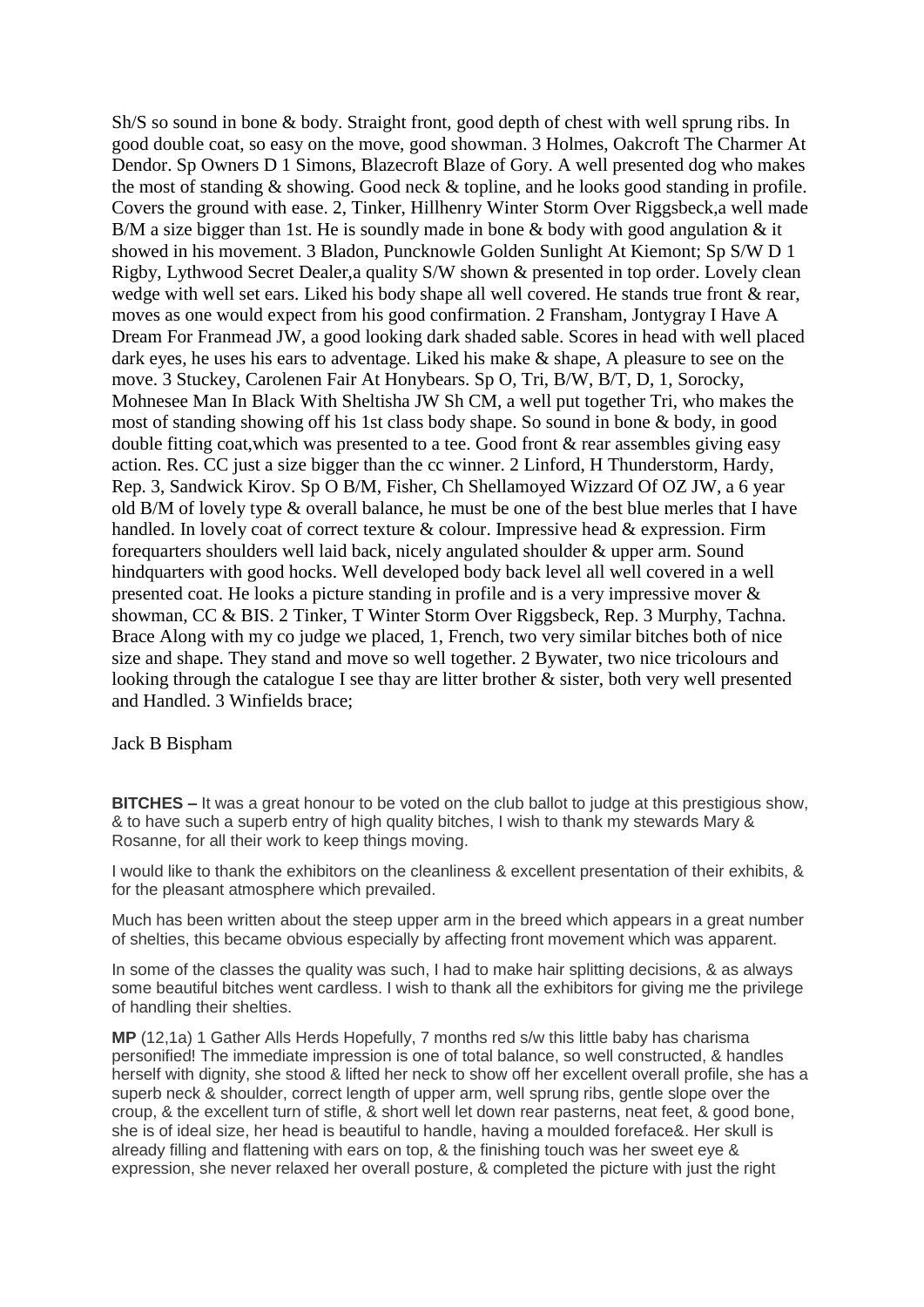Sh/S so sound in bone & body. Straight front, good depth of chest with well sprung ribs. In good double coat, so easy on the move, good showman. 3 Holmes, Oakcroft The Charmer At Dendor. Sp Owners D 1 Simons, Blazecroft Blaze of Gory. A well presented dog who makes the most of standing & showing. Good neck & topline, and he looks good standing in profile. Covers the ground with ease. 2, Tinker, Hillhenry Winter Storm Over Riggsbeck,a well made B/M a size bigger than 1st. He is soundly made in bone & body with good angulation & it showed in his movement. 3 Bladon, Puncknowle Golden Sunlight At Kiemont; Sp S/W D 1 Rigby, Lythwood Secret Dealer,a quality S/W shown & presented in top order. Lovely clean wedge with well set ears. Liked his body shape all well covered. He stands true front & rear, moves as one would expect from his good confirmation. 2 Fransham, Jontygray I Have A Dream For Franmead JW, a good looking dark shaded sable. Scores in head with well placed dark eyes, he uses his ears to adventage. Liked his make & shape, A pleasure to see on the move. 3 Stuckey, Carolenen Fair At Honybears. Sp O, Tri, B/W, B/T, D, 1, Sorocky, Mohnesee Man In Black With Sheltisha JW Sh CM, a well put together Tri, who makes the most of standing showing off his 1st class body shape. So sound in bone & body, in good double fitting coat,which was presented to a tee. Good front & rear assembles giving easy action. Res. CC just a size bigger than the cc winner. 2 Linford, H Thunderstorm, Hardy, Rep. 3, Sandwick Kirov. Sp O B/M, Fisher, Ch Shellamoyed Wizzard Of OZ JW, a 6 year old B/M of lovely type & overall balance, he must be one of the best blue merles that I have handled. In lovely coat of correct texture & colour. Impressive head & expression. Firm forequarters shoulders well laid back, nicely angulated shoulder & upper arm. Sound hindquarters with good hocks. Well developed body back level all well covered in a well presented coat. He looks a picture standing in profile and is a very impressive mover & showman, CC & BIS. 2 Tinker, T Winter Storm Over Riggsbeck, Rep. 3 Murphy, Tachna. Brace Along with my co judge we placed, 1, French, two very similar bitches both of nice size and shape. They stand and move so well together. 2 Bywater, two nice tricolours and looking through the catalogue I see thay are litter brother & sister, both very well presented and Handled. 3 Winfields brace;

Jack B Bispham

**BITCHES –** It was a great honour to be voted on the club ballot to judge at this prestigious show, & to have such a superb entry of high quality bitches, I wish to thank my stewards Mary & Rosanne, for all their work to keep things moving.

I would like to thank the exhibitors on the cleanliness & excellent presentation of their exhibits, & for the pleasant atmosphere which prevailed.

Much has been written about the steep upper arm in the breed which appears in a great number of shelties, this became obvious especially by affecting front movement which was apparent.

In some of the classes the quality was such, I had to make hair splitting decisions, & as always some beautiful bitches went cardless. I wish to thank all the exhibitors for giving me the privilege of handling their shelties.

**MP** (12,1a) 1 Gather Alls Herds Hopefully, 7 months red s/w this little baby has charisma personified! The immediate impression is one of total balance, so well constructed, & handles herself with dignity, she stood & lifted her neck to show off her excellent overall profile, she has a superb neck & shoulder, correct length of upper arm, well sprung ribs, gentle slope over the croup, & the excellent turn of stifle, & short well let down rear pasterns, neat feet, & good bone, she is of ideal size, her head is beautiful to handle, having a moulded foreface&. Her skull is already filling and flattening with ears on top, & the finishing touch was her sweet eye & expression, she never relaxed her overall posture, & completed the picture with just the right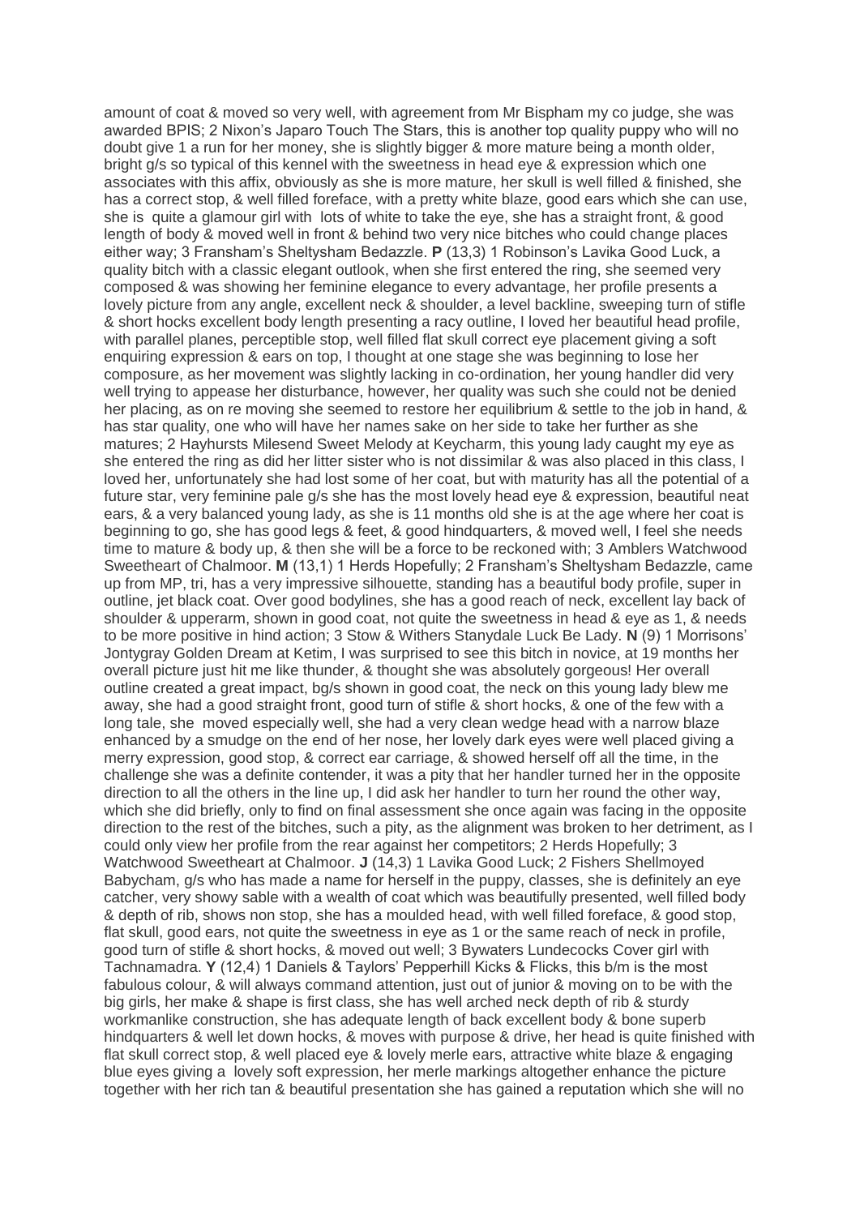amount of coat & moved so very well, with agreement from Mr Bispham my co judge, she was awarded BPIS; 2 Nixon's Japaro Touch The Stars, this is another top quality puppy who will no doubt give 1 a run for her money, she is slightly bigger & more mature being a month older, bright g/s so typical of this kennel with the sweetness in head eye & expression which one associates with this affix, obviously as she is more mature, her skull is well filled & finished, she has a correct stop, & well filled foreface, with a pretty white blaze, good ears which she can use, she is quite a glamour girl with lots of white to take the eye, she has a straight front, & good length of body & moved well in front & behind two very nice bitches who could change places either way; 3 Fransham's Sheltysham Bedazzle. **P** (13,3) 1 Robinson's Lavika Good Luck, a quality bitch with a classic elegant outlook, when she first entered the ring, she seemed very composed & was showing her feminine elegance to every advantage, her profile presents a lovely picture from any angle, excellent neck & shoulder, a level backline, sweeping turn of stifle & short hocks excellent body length presenting a racy outline, I loved her beautiful head profile, with parallel planes, perceptible stop, well filled flat skull correct eye placement giving a soft enquiring expression & ears on top, I thought at one stage she was beginning to lose her composure, as her movement was slightly lacking in co-ordination, her young handler did very well trying to appease her disturbance, however, her quality was such she could not be denied her placing, as on re moving she seemed to restore her equilibrium & settle to the job in hand, & has star quality, one who will have her names sake on her side to take her further as she matures; 2 Hayhursts Milesend Sweet Melody at Keycharm, this young lady caught my eye as she entered the ring as did her litter sister who is not dissimilar & was also placed in this class, I loved her, unfortunately she had lost some of her coat, but with maturity has all the potential of a future star, very feminine pale g/s she has the most lovely head eye & expression, beautiful neat ears, & a very balanced young lady, as she is 11 months old she is at the age where her coat is beginning to go, she has good legs & feet, & good hindquarters, & moved well, I feel she needs time to mature & body up, & then she will be a force to be reckoned with; 3 Amblers Watchwood Sweetheart of Chalmoor. **M** (13,1) 1 Herds Hopefully; 2 Fransham's Sheltysham Bedazzle, came up from MP, tri, has a very impressive silhouette, standing has a beautiful body profile, super in outline, jet black coat. Over good bodylines, she has a good reach of neck, excellent lay back of shoulder & upperarm, shown in good coat, not quite the sweetness in head & eye as 1, & needs to be more positive in hind action; 3 Stow & Withers Stanydale Luck Be Lady. **N** (9) 1 Morrisons' Jontygray Golden Dream at Ketim, I was surprised to see this bitch in novice, at 19 months her overall picture just hit me like thunder, & thought she was absolutely gorgeous! Her overall outline created a great impact, bg/s shown in good coat, the neck on this young lady blew me away, she had a good straight front, good turn of stifle & short hocks, & one of the few with a long tale, she moved especially well, she had a very clean wedge head with a narrow blaze enhanced by a smudge on the end of her nose, her lovely dark eyes were well placed giving a merry expression, good stop, & correct ear carriage, & showed herself off all the time, in the challenge she was a definite contender, it was a pity that her handler turned her in the opposite direction to all the others in the line up, I did ask her handler to turn her round the other way, which she did briefly, only to find on final assessment she once again was facing in the opposite direction to the rest of the bitches, such a pity, as the alignment was broken to her detriment, as I could only view her profile from the rear against her competitors; 2 Herds Hopefully; 3 Watchwood Sweetheart at Chalmoor. **J** (14,3) 1 Lavika Good Luck; 2 Fishers Shellmoyed Babycham, g/s who has made a name for herself in the puppy, classes, she is definitely an eye catcher, very showy sable with a wealth of coat which was beautifully presented, well filled body & depth of rib, shows non stop, she has a moulded head, with well filled foreface, & good stop, flat skull, good ears, not quite the sweetness in eye as 1 or the same reach of neck in profile, good turn of stifle & short hocks, & moved out well; 3 Bywaters Lundecocks Cover girl with Tachnamadra. **Y** (12,4) 1 Daniels & Taylors' Pepperhill Kicks & Flicks, this b/m is the most fabulous colour, & will always command attention, just out of junior & moving on to be with the big girls, her make & shape is first class, she has well arched neck depth of rib & sturdy workmanlike construction, she has adequate length of back excellent body & bone superb hindquarters & well let down hocks, & moves with purpose & drive, her head is quite finished with flat skull correct stop, & well placed eye & lovely merle ears, attractive white blaze & engaging blue eyes giving a lovely soft expression, her merle markings altogether enhance the picture together with her rich tan & beautiful presentation she has gained a reputation which she will no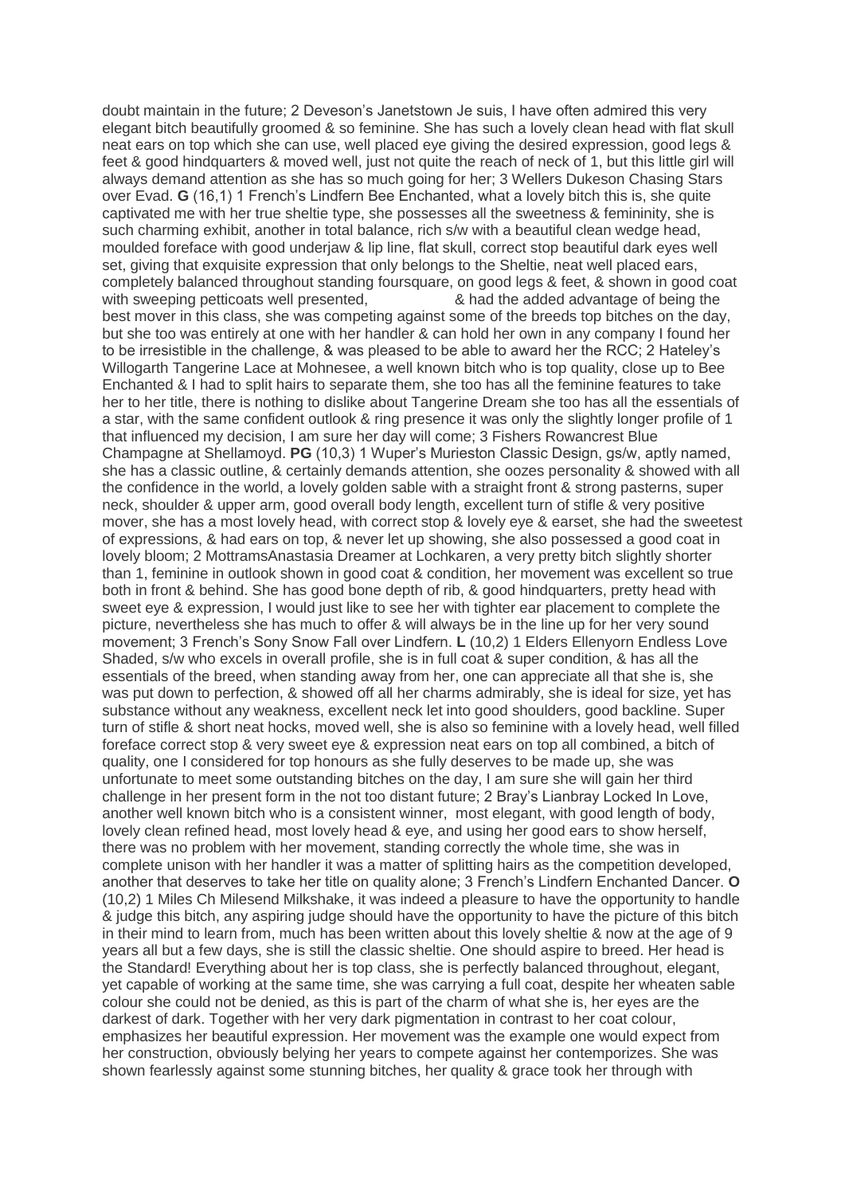doubt maintain in the future; 2 Deveson's Janetstown Je suis, I have often admired this very elegant bitch beautifully groomed & so feminine. She has such a lovely clean head with flat skull neat ears on top which she can use, well placed eye giving the desired expression, good legs & feet & good hindquarters & moved well, just not quite the reach of neck of 1, but this little girl will always demand attention as she has so much going for her; 3 Wellers Dukeson Chasing Stars over Evad. **G** (16,1) 1 French's Lindfern Bee Enchanted, what a lovely bitch this is, she quite captivated me with her true sheltie type, she possesses all the sweetness & femininity, she is such charming exhibit, another in total balance, rich s/w with a beautiful clean wedge head, moulded foreface with good underjaw & lip line, flat skull, correct stop beautiful dark eyes well set, giving that exquisite expression that only belongs to the Sheltie, neat well placed ears, completely balanced throughout standing foursquare, on good legs & feet, & shown in good coat with sweeping petticoats well presented, & had the added advantage of being the best mover in this class, she was competing against some of the breeds top bitches on the day, but she too was entirely at one with her handler & can hold her own in any company I found her to be irresistible in the challenge, & was pleased to be able to award her the RCC; 2 Hateley's Willogarth Tangerine Lace at Mohnesee, a well known bitch who is top quality, close up to Bee Enchanted & I had to split hairs to separate them, she too has all the feminine features to take her to her title, there is nothing to dislike about Tangerine Dream she too has all the essentials of a star, with the same confident outlook & ring presence it was only the slightly longer profile of 1 that influenced my decision, I am sure her day will come; 3 Fishers Rowancrest Blue Champagne at Shellamoyd. **PG** (10,3) 1 Wuper's Murieston Classic Design, gs/w, aptly named, she has a classic outline, & certainly demands attention, she oozes personality & showed with all the confidence in the world, a lovely golden sable with a straight front & strong pasterns, super neck, shoulder & upper arm, good overall body length, excellent turn of stifle & very positive mover, she has a most lovely head, with correct stop & lovely eye & earset, she had the sweetest of expressions, & had ears on top, & never let up showing, she also possessed a good coat in lovely bloom; 2 MottramsAnastasia Dreamer at Lochkaren, a very pretty bitch slightly shorter than 1, feminine in outlook shown in good coat & condition, her movement was excellent so true both in front & behind. She has good bone depth of rib, & good hindquarters, pretty head with sweet eye & expression, I would just like to see her with tighter ear placement to complete the picture, nevertheless she has much to offer & will always be in the line up for her very sound movement; 3 French's Sony Snow Fall over Lindfern. **L** (10,2) 1 Elders Ellenyorn Endless Love Shaded, s/w who excels in overall profile, she is in full coat & super condition, & has all the essentials of the breed, when standing away from her, one can appreciate all that she is, she was put down to perfection, & showed off all her charms admirably, she is ideal for size, yet has substance without any weakness, excellent neck let into good shoulders, good backline. Super turn of stifle & short neat hocks, moved well, she is also so feminine with a lovely head, well filled foreface correct stop & very sweet eye & expression neat ears on top all combined, a bitch of quality, one I considered for top honours as she fully deserves to be made up, she was unfortunate to meet some outstanding bitches on the day, I am sure she will gain her third challenge in her present form in the not too distant future; 2 Bray's Lianbray Locked In Love, another well known bitch who is a consistent winner, most elegant, with good length of body, lovely clean refined head, most lovely head & eye, and using her good ears to show herself, there was no problem with her movement, standing correctly the whole time, she was in complete unison with her handler it was a matter of splitting hairs as the competition developed, another that deserves to take her title on quality alone; 3 French's Lindfern Enchanted Dancer. **O** (10,2) 1 Miles Ch Milesend Milkshake, it was indeed a pleasure to have the opportunity to handle & judge this bitch, any aspiring judge should have the opportunity to have the picture of this bitch in their mind to learn from, much has been written about this lovely sheltie & now at the age of 9 years all but a few days, she is still the classic sheltie. One should aspire to breed. Her head is the Standard! Everything about her is top class, she is perfectly balanced throughout, elegant, yet capable of working at the same time, she was carrying a full coat, despite her wheaten sable colour she could not be denied, as this is part of the charm of what she is, her eyes are the darkest of dark. Together with her very dark pigmentation in contrast to her coat colour, emphasizes her beautiful expression. Her movement was the example one would expect from her construction, obviously belying her years to compete against her contemporizes. She was shown fearlessly against some stunning bitches, her quality & grace took her through with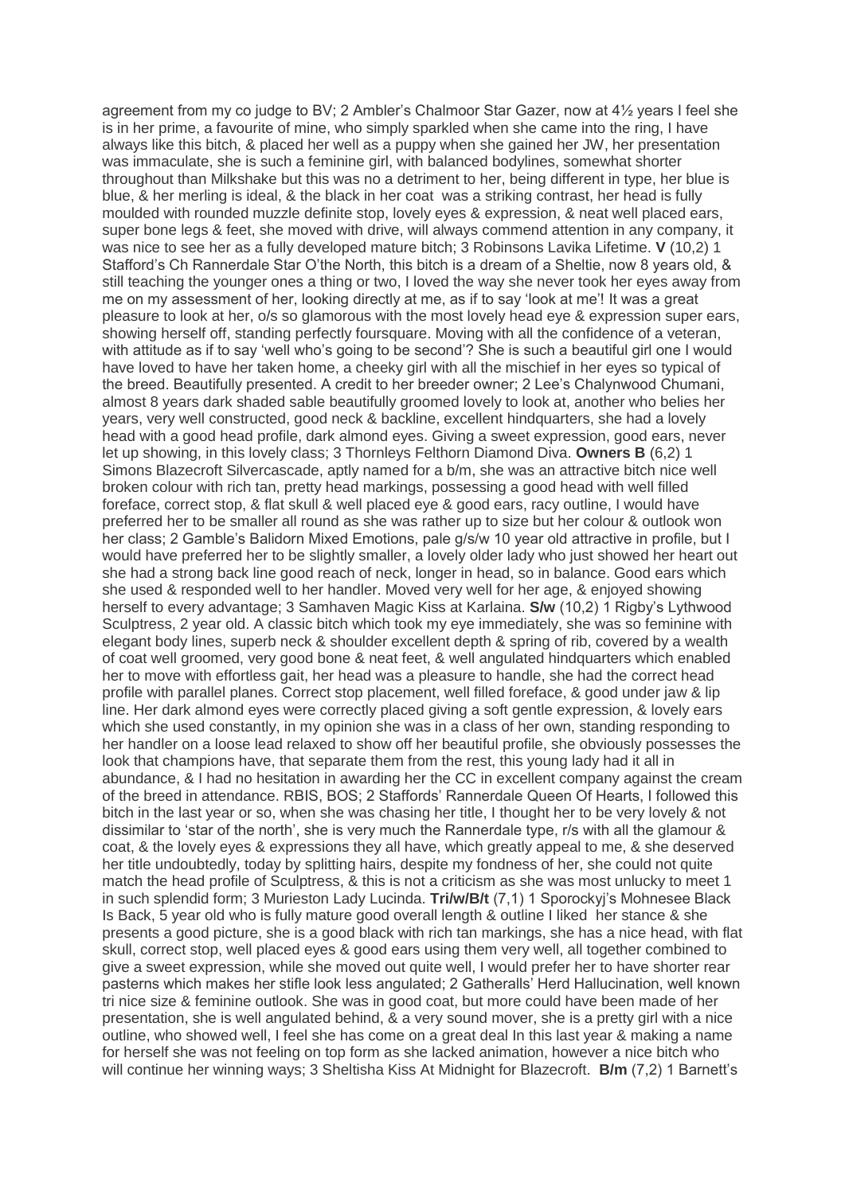agreement from my co judge to BV; 2 Ambler's Chalmoor Star Gazer, now at 4½ years I feel she is in her prime, a favourite of mine, who simply sparkled when she came into the ring, I have always like this bitch, & placed her well as a puppy when she gained her JW, her presentation was immaculate, she is such a feminine girl, with balanced bodylines, somewhat shorter throughout than Milkshake but this was no a detriment to her, being different in type, her blue is blue, & her merling is ideal, & the black in her coat was a striking contrast, her head is fully moulded with rounded muzzle definite stop, lovely eyes & expression, & neat well placed ears, super bone legs & feet, she moved with drive, will always commend attention in any company, it was nice to see her as a fully developed mature bitch; 3 Robinsons Lavika Lifetime. **V** (10,2) 1 Stafford's Ch Rannerdale Star O'the North, this bitch is a dream of a Sheltie, now 8 years old, & still teaching the younger ones a thing or two, I loved the way she never took her eyes away from me on my assessment of her, looking directly at me, as if to say 'look at me'! It was a great pleasure to look at her, o/s so glamorous with the most lovely head eye & expression super ears, showing herself off, standing perfectly foursquare. Moving with all the confidence of a veteran, with attitude as if to say 'well who's going to be second'? She is such a beautiful girl one I would have loved to have her taken home, a cheeky girl with all the mischief in her eyes so typical of the breed. Beautifully presented. A credit to her breeder owner; 2 Lee's Chalynwood Chumani, almost 8 years dark shaded sable beautifully groomed lovely to look at, another who belies her years, very well constructed, good neck & backline, excellent hindquarters, she had a lovely head with a good head profile, dark almond eyes. Giving a sweet expression, good ears, never let up showing, in this lovely class; 3 Thornleys Felthorn Diamond Diva. **Owners B** (6,2) 1 Simons Blazecroft Silvercascade, aptly named for a b/m, she was an attractive bitch nice well broken colour with rich tan, pretty head markings, possessing a good head with well filled foreface, correct stop, & flat skull & well placed eye & good ears, racy outline, I would have preferred her to be smaller all round as she was rather up to size but her colour & outlook won her class; 2 Gamble's Balidorn Mixed Emotions, pale g/s/w 10 year old attractive in profile, but I would have preferred her to be slightly smaller, a lovely older lady who just showed her heart out she had a strong back line good reach of neck, longer in head, so in balance. Good ears which she used & responded well to her handler. Moved very well for her age, & enjoyed showing herself to every advantage; 3 Samhaven Magic Kiss at Karlaina. **S/w** (10,2) 1 Rigby's Lythwood Sculptress, 2 year old. A classic bitch which took my eye immediately, she was so feminine with elegant body lines, superb neck & shoulder excellent depth & spring of rib, covered by a wealth of coat well groomed, very good bone & neat feet, & well angulated hindquarters which enabled her to move with effortless gait, her head was a pleasure to handle, she had the correct head profile with parallel planes. Correct stop placement, well filled foreface, & good under jaw & lip line. Her dark almond eyes were correctly placed giving a soft gentle expression, & lovely ears which she used constantly, in my opinion she was in a class of her own, standing responding to her handler on a loose lead relaxed to show off her beautiful profile, she obviously possesses the look that champions have, that separate them from the rest, this young lady had it all in abundance, & I had no hesitation in awarding her the CC in excellent company against the cream of the breed in attendance. RBIS, BOS; 2 Staffords' Rannerdale Queen Of Hearts, I followed this bitch in the last year or so, when she was chasing her title, I thought her to be very lovely & not dissimilar to 'star of the north', she is very much the Rannerdale type, r/s with all the glamour & coat, & the lovely eyes & expressions they all have, which greatly appeal to me, & she deserved her title undoubtedly, today by splitting hairs, despite my fondness of her, she could not quite match the head profile of Sculptress, & this is not a criticism as she was most unlucky to meet 1 in such splendid form; 3 Murieston Lady Lucinda. **Tri/w/B/t** (7,1) 1 Sporockyj's Mohnesee Black Is Back, 5 year old who is fully mature good overall length & outline I liked her stance & she presents a good picture, she is a good black with rich tan markings, she has a nice head, with flat skull, correct stop, well placed eyes & good ears using them very well, all together combined to give a sweet expression, while she moved out quite well, I would prefer her to have shorter rear pasterns which makes her stifle look less angulated; 2 Gatheralls' Herd Hallucination, well known tri nice size & feminine outlook. She was in good coat, but more could have been made of her presentation, she is well angulated behind, & a very sound mover, she is a pretty girl with a nice outline, who showed well, I feel she has come on a great deal In this last year & making a name for herself she was not feeling on top form as she lacked animation, however a nice bitch who will continue her winning ways; 3 Sheltisha Kiss At Midnight for Blazecroft. **B/m** (7,2) 1 Barnett's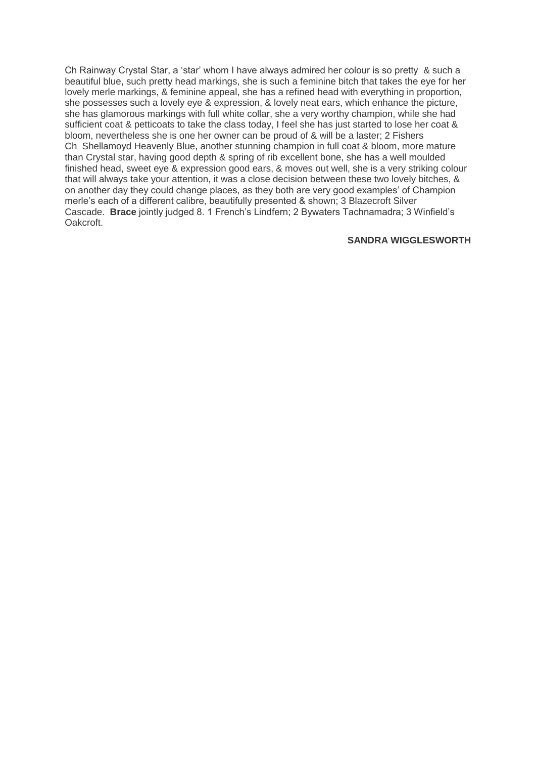Ch Rainway Crystal Star, a 'star' whom I have always admired her colour is so pretty & such a beautiful blue, such pretty head markings, she is such a feminine bitch that takes the eye for her lovely merle markings, & feminine appeal, she has a refined head with everything in proportion, she possesses such a lovely eye & expression, & lovely neat ears, which enhance the picture, she has glamorous markings with full white collar, she a very worthy champion, while she had sufficient coat & petticoats to take the class today, I feel she has just started to lose her coat & bloom, nevertheless she is one her owner can be proud of & will be a laster; 2 Fishers Ch Shellamoyd Heavenly Blue, another stunning champion in full coat & bloom, more mature than Crystal star, having good depth & spring of rib excellent bone, she has a well moulded finished head, sweet eye & expression good ears, & moves out well, she is a very striking colour that will always take your attention, it was a close decision between these two lovely bitches, & on another day they could change places, as they both are very good examples' of Champion merle's each of a different calibre, beautifully presented & shown; 3 Blazecroft Silver Cascade. **Brace** jointly judged 8. 1 French's Lindfern; 2 Bywaters Tachnamadra; 3 Winfield's Oakcroft.

**SANDRA WIGGLESWORTH**